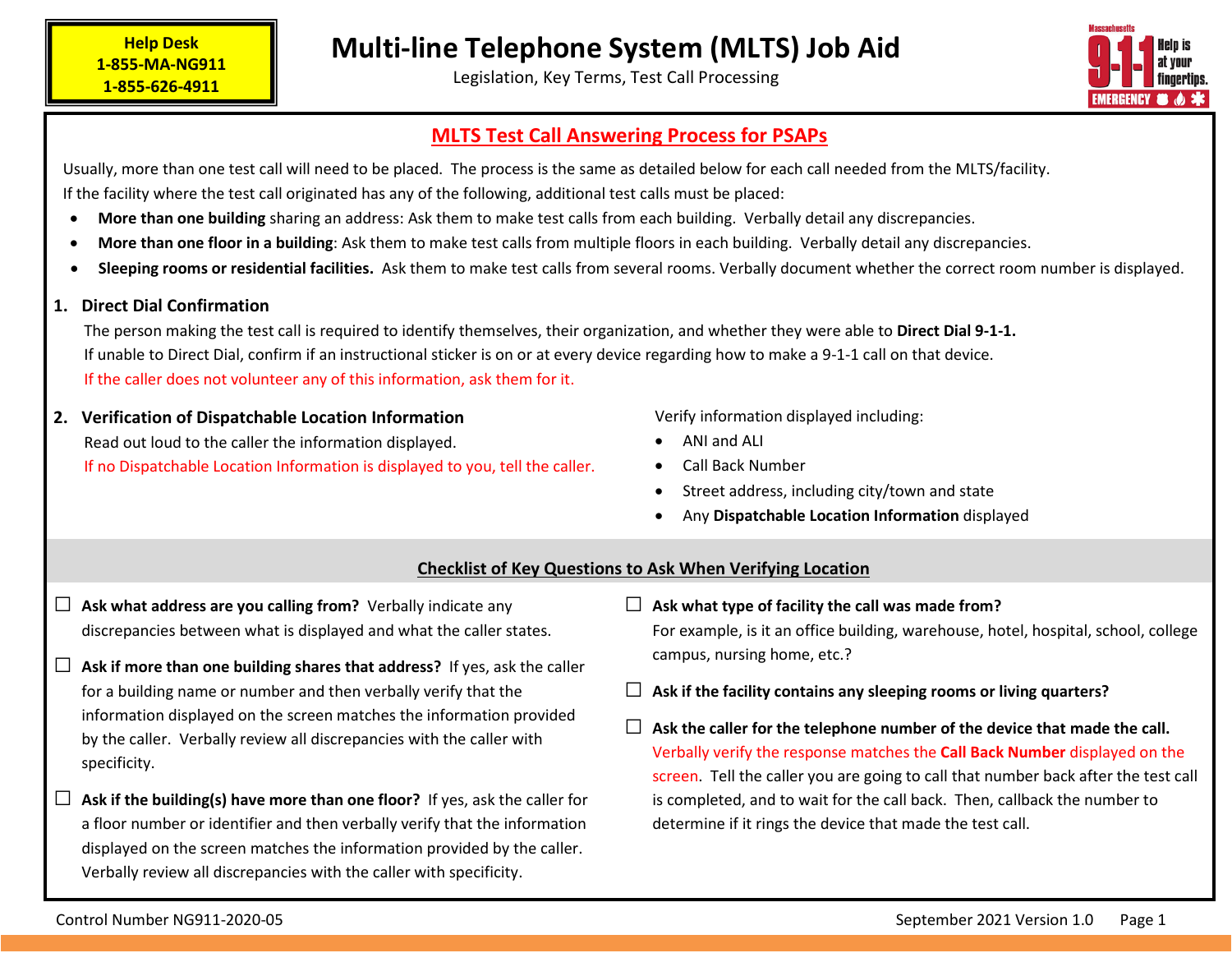**Help Desk**
**1-855-MA-NG911**
**1-855-626-4911**

# Multi-line Telephone System (MLTS) Job Aid

Legislation, Key Terms, Test Call Processing

## MLTS Test Call Answering Process for PSAPs

Usually, more than one test call will need to be placed. The process is the same as detailed below for each call needed from the MLTS/facility.
If the facility where the test call originated has any of the following, additional test calls must be placed:

- **More than one building** sharing an address: Ask them to make test calls from each building. Verbally detail any discrepancies.
- **More than one floor in a building**: Ask them to make test calls from multiple floors in each building. Verbally detail any discrepancies.
- **Sleeping rooms or residential facilities.** Ask them to make test calls from several rooms. Verbally document whether the correct room number is displayed.

### 1. Direct Dial Confirmation

The person making the test call is required to identify themselves, their organization, and whether they were able to **Direct Dial 9-1-1.**
If unable to Direct Dial, confirm if an instructional sticker is on or at every device regarding how to make a 9-1-1 call on that device.
If the caller does not volunteer any of this information, ask them for it.

### 2. Verification of Dispatchable Location Information

Read out loud to the caller the information displayed.
If no Dispatchable Location Information is displayed to you, tell the caller.

Verify information displayed including:

- ANI and ALI
- Call Back Number
- Street address, including city/town and state
- Any **Dispatchable Location Information** displayed

## Checklist of Key Questions to Ask When Verifying Location

- ☐ **Ask what address are you calling from?** Verbally indicate any discrepancies between what is displayed and what the caller states.
- ☐ **Ask if more than one building shares that address?** If yes, ask the caller for a building name or number and then verbally verify that the information displayed on the screen matches the information provided by the caller. Verbally review all discrepancies with the caller with specificity.
- ☐ **Ask if the building(s) have more than one floor?** If yes, ask the caller for a floor number or identifier and then verbally verify that the information displayed on the screen matches the information provided by the caller. Verbally review all discrepancies with the caller with specificity.
- ☐ **Ask what type of facility the call was made from?** For example, is it an office building, warehouse, hotel, hospital, school, college campus, nursing home, etc.?
- ☐ **Ask if the facility contains any sleeping rooms or living quarters?**
- ☐ **Ask the caller for the telephone number of the device that made the call.** Verbally verify the response matches the **Call Back Number** displayed on the screen. Tell the caller you are going to call that number back after the test call is completed, and to wait for the call back. Then, callback the number to determine if it rings the device that made the test call.

Control Number NG911-2020-05 September 2021 Version 1.0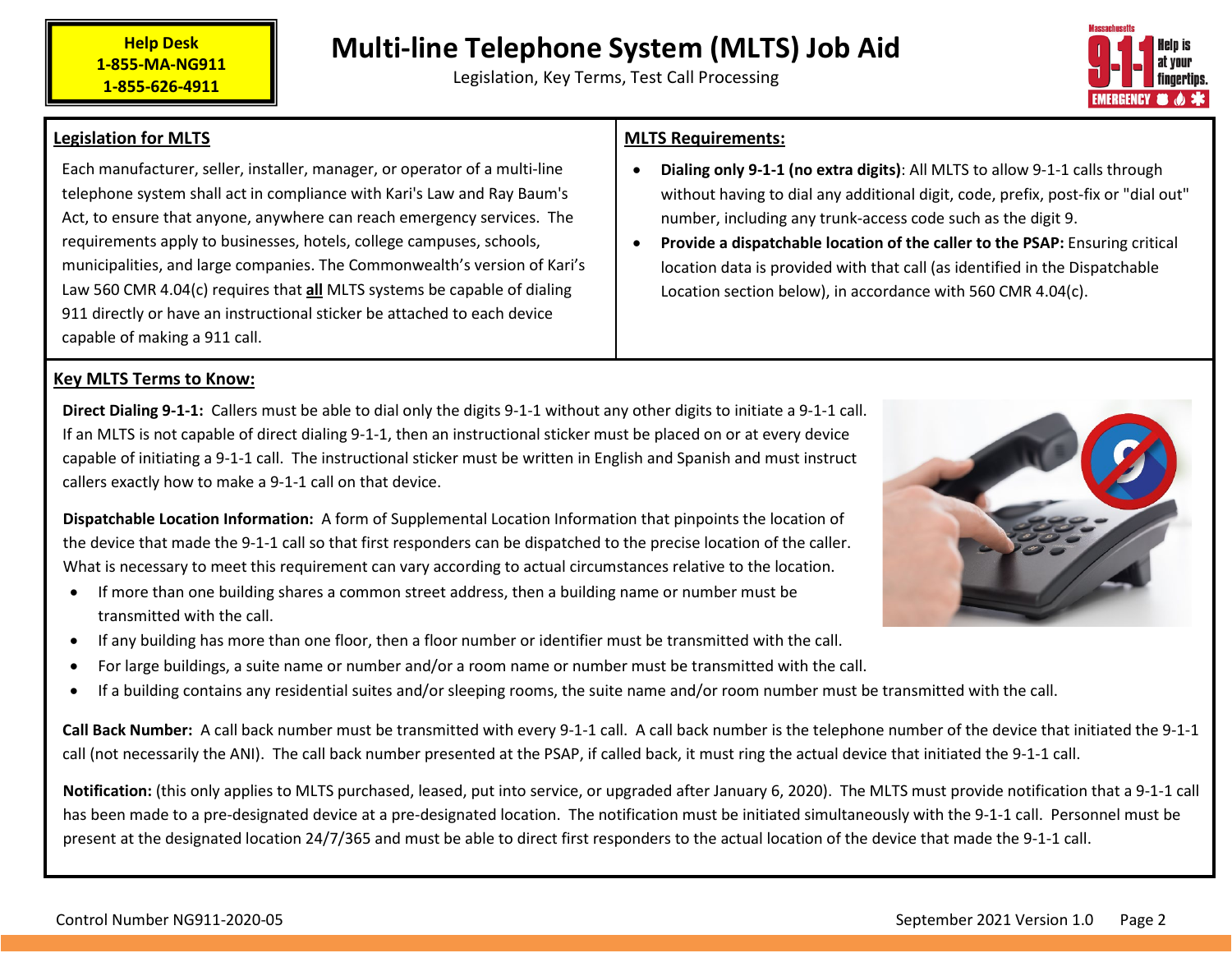Help Desk
1-855-MA-NG911
1-855-626-4911

# Multi-line Telephone System (MLTS) Job Aid

Legislation, Key Terms, Test Call Processing

## Legislation for MLTS

Each manufacturer, seller, installer, manager, or operator of a multi-line telephone system shall act in compliance with Kari's Law and Ray Baum's Act, to ensure that anyone, anywhere can reach emergency services. The requirements apply to businesses, hotels, college campuses, schools, municipalities, and large companies. The Commonwealth's version of Kari's Law 560 CMR 4.04(c) requires that **all** MLTS systems be capable of dialing 911 directly or have an instructional sticker be attached to each device capable of making a 911 call.

## MLTS Requirements:

- **Dialing only 9-1-1 (no extra digits)**: All MLTS to allow 9-1-1 calls through without having to dial any additional digit, code, prefix, post-fix or "dial out" number, including any trunk-access code such as the digit 9.
- **Provide a dispatchable location of the caller to the PSAP:** Ensuring critical location data is provided with that call (as identified in the Dispatchable Location section below), in accordance with 560 CMR 4.04(c).

## Key MLTS Terms to Know:

**Direct Dialing 9-1-1:** Callers must be able to dial only the digits 9-1-1 without any other digits to initiate a 9-1-1 call. If an MLTS is not capable of direct dialing 9-1-1, then an instructional sticker must be placed on or at every device capable of initiating a 9-1-1 call. The instructional sticker must be written in English and Spanish and must instruct callers exactly how to make a 9-1-1 call on that device.

**Dispatchable Location Information:** A form of Supplemental Location Information that pinpoints the location of the device that made the 9-1-1 call so that first responders can be dispatched to the precise location of the caller. What is necessary to meet this requirement can vary according to actual circumstances relative to the location.

- If more than one building shares a common street address, then a building name or number must be transmitted with the call.
- If any building has more than one floor, then a floor number or identifier must be transmitted with the call.
- For large buildings, a suite name or number and/or a room name or number must be transmitted with the call.
- If a building contains any residential suites and/or sleeping rooms, the suite name and/or room number must be transmitted with the call.

**Call Back Number:** A call back number must be transmitted with every 9-1-1 call. A call back number is the telephone number of the device that initiated the 9-1-1 call (not necessarily the ANI). The call back number presented at the PSAP, if called back, it must ring the actual device that initiated the 9-1-1 call.

**Notification:** (this only applies to MLTS purchased, leased, put into service, or upgraded after January 6, 2020). The MLTS must provide notification that a 9-1-1 call has been made to a pre-designated device at a pre-designated location. The notification must be initiated simultaneously with the 9-1-1 call. Personnel must be present at the designated location 24/7/365 and must be able to direct first responders to the actual location of the device that made the 9-1-1 call.

Control Number NG911-2020-05 September 2021 Version 1.0